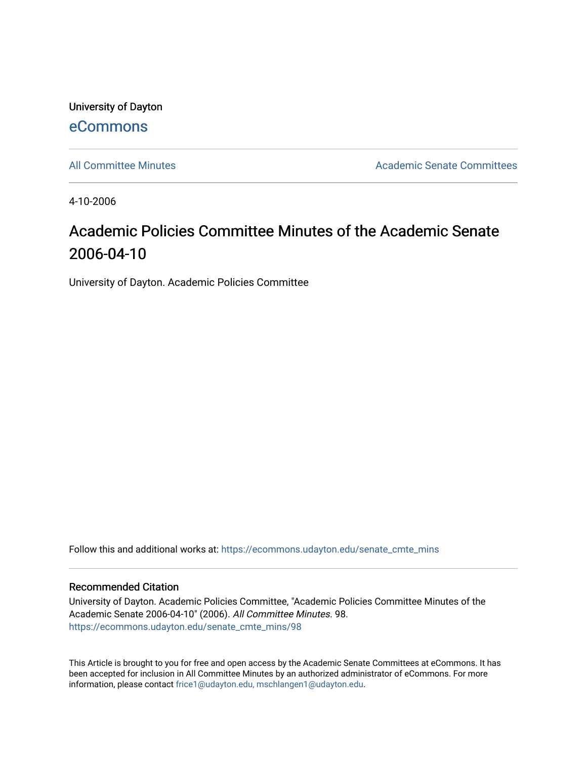University of Dayton

eCommons

All Committee Minutes

Academic Senate Committees

4-10-2006

# Academic Policies Committee Minutes of the Academic Senate 2006-04-10

University of Dayton. Academic Policies Committee

Follow this and additional works at: https://ecommons.udayton.edu/senate_cmte_mins

## Recommended Citation

University of Dayton. Academic Policies Committee, "Academic Policies Committee Minutes of the Academic Senate 2006-04-10" (2006). *All Committee Minutes*. 98.
https://ecommons.udayton.edu/senate_cmte_mins/98

This Article is brought to you for free and open access by the Academic Senate Committees at eCommons. It has been accepted for inclusion in All Committee Minutes by an authorized administrator of eCommons. For more information, please contact frice1@udayton.edu, mschlangen1@udayton.edu.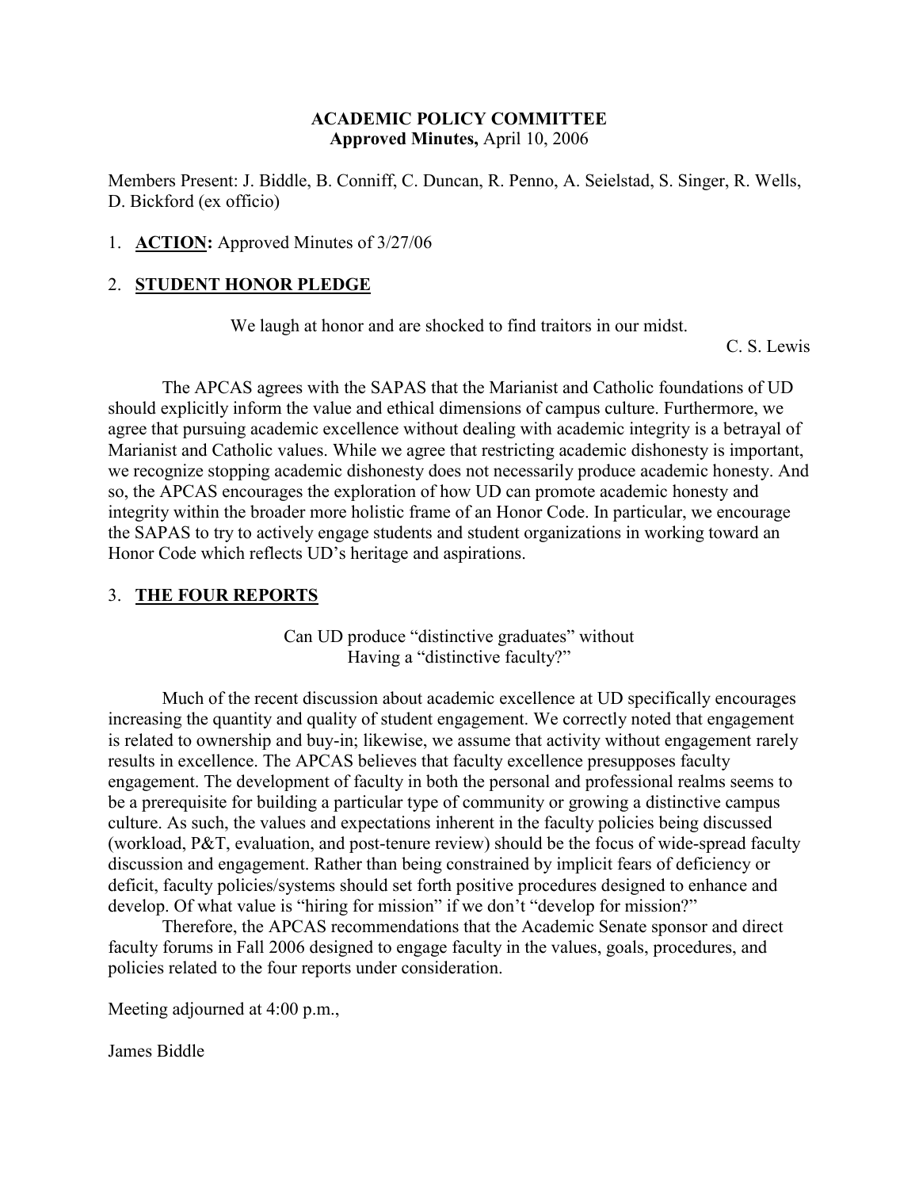**ACADEMIC POLICY COMMITTEE**
**Approved Minutes,** April 10, 2006

Members Present: J. Biddle, B. Conniff, C. Duncan, R. Penno, A. Seielstad, S. Singer, R. Wells, D. Bickford (ex officio)

1. **ACTION:** Approved Minutes of 3/27/06

2. **STUDENT HONOR PLEDGE**

We laugh at honor and are shocked to find traitors in our midst.

C. S. Lewis

The APCAS agrees with the SAPAS that the Marianist and Catholic foundations of UD should explicitly inform the value and ethical dimensions of campus culture. Furthermore, we agree that pursuing academic excellence without dealing with academic integrity is a betrayal of Marianist and Catholic values. While we agree that restricting academic dishonesty is important, we recognize stopping academic dishonesty does not necessarily produce academic honesty. And so, the APCAS encourages the exploration of how UD can promote academic honesty and integrity within the broader more holistic frame of an Honor Code. In particular, we encourage the SAPAS to try to actively engage students and student organizations in working toward an Honor Code which reflects UD's heritage and aspirations.

3. **THE FOUR REPORTS**

Can UD produce "distinctive graduates" without
Having a "distinctive faculty?"

Much of the recent discussion about academic excellence at UD specifically encourages increasing the quantity and quality of student engagement. We correctly noted that engagement is related to ownership and buy-in; likewise, we assume that activity without engagement rarely results in excellence. The APCAS believes that faculty excellence presupposes faculty engagement. The development of faculty in both the personal and professional realms seems to be a prerequisite for building a particular type of community or growing a distinctive campus culture. As such, the values and expectations inherent in the faculty policies being discussed (workload, P&T, evaluation, and post-tenure review) should be the focus of wide-spread faculty discussion and engagement. Rather than being constrained by implicit fears of deficiency or deficit, faculty policies/systems should set forth positive procedures designed to enhance and develop. Of what value is "hiring for mission" if we don't "develop for mission?"

Therefore, the APCAS recommendations that the Academic Senate sponsor and direct faculty forums in Fall 2006 designed to engage faculty in the values, goals, procedures, and policies related to the four reports under consideration.

Meeting adjourned at 4:00 p.m.,

James Biddle